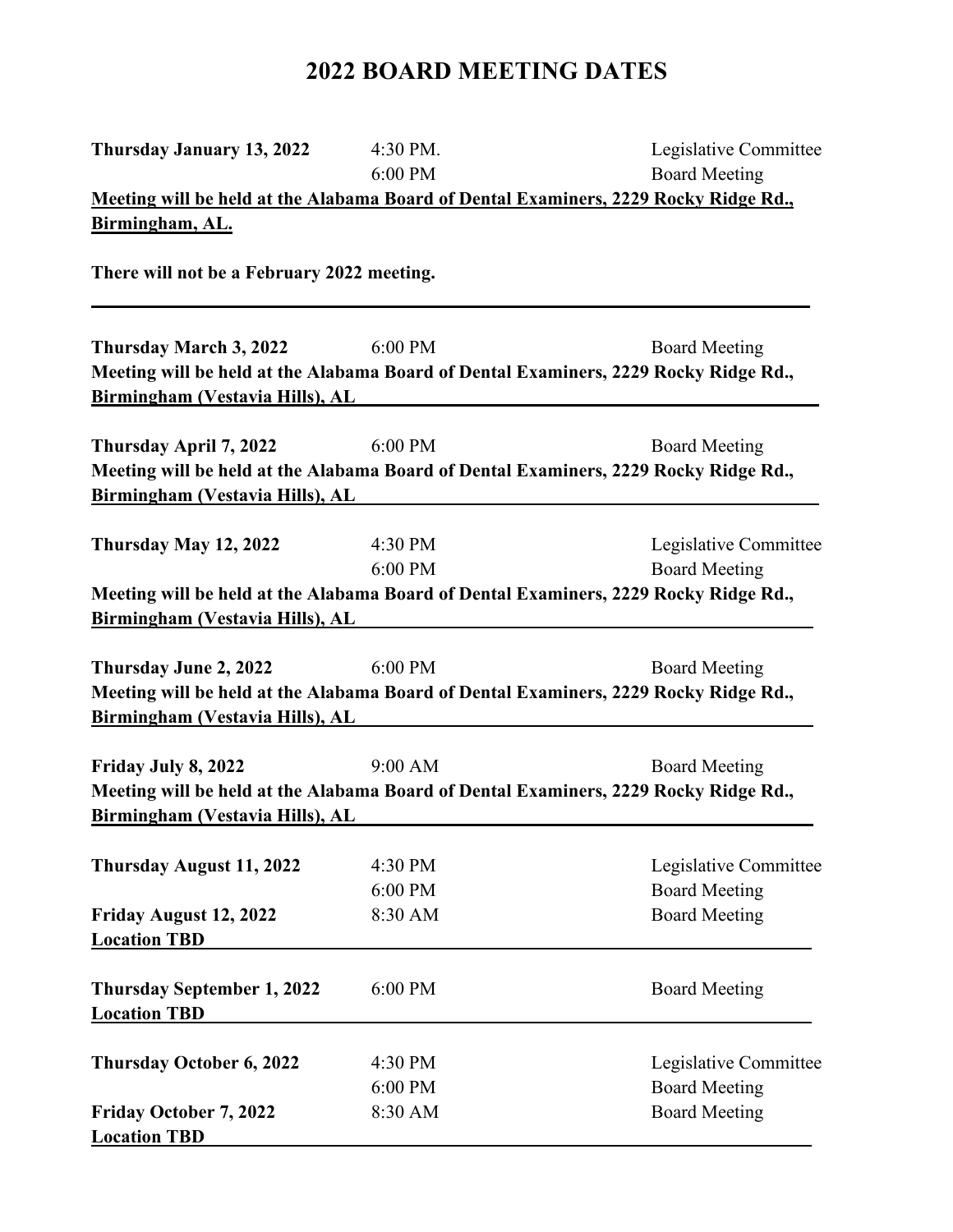# 2022 BOARD MEETING DATES

| | | |
|---|---|---|
| **Thursday January 13, 2022** | 4:30 PM. | Legislative Committee |
| | 6:00 PM | Board Meeting |

**Meeting will be held at the Alabama Board of Dental Examiners, 2229 Rocky Ridge Rd., Birmingham, AL.**

**There will not be a February 2022 meeting.**

---

| | | |
|---|---|---|
| **Thursday March 3, 2022** | 6:00 PM | Board Meeting |

**Meeting will be held at the Alabama Board of Dental Examiners, 2229 Rocky Ridge Rd., Birmingham (Vestavia Hills), AL**

| | | |
|---|---|---|
| **Thursday April 7, 2022** | 6:00 PM | Board Meeting |

**Meeting will be held at the Alabama Board of Dental Examiners, 2229 Rocky Ridge Rd., Birmingham (Vestavia Hills), AL**

| | | |
|---|---|---|
| **Thursday May 12, 2022** | 4:30 PM | Legislative Committee |
| | 6:00 PM | Board Meeting |

**Meeting will be held at the Alabama Board of Dental Examiners, 2229 Rocky Ridge Rd., Birmingham (Vestavia Hills), AL**

| | | |
|---|---|---|
| **Thursday June 2, 2022** | 6:00 PM | Board Meeting |

**Meeting will be held at the Alabama Board of Dental Examiners, 2229 Rocky Ridge Rd., Birmingham (Vestavia Hills), AL**

| | | |
|---|---|---|
| **Friday July 8, 2022** | 9:00 AM | Board Meeting |

**Meeting will be held at the Alabama Board of Dental Examiners, 2229 Rocky Ridge Rd., Birmingham (Vestavia Hills), AL**

| | | |
|---|---|---|
| **Thursday August 11, 2022** | 4:30 PM | Legislative Committee |
| | 6:00 PM | Board Meeting |
| **Friday August 12, 2022** | 8:30 AM | Board Meeting |

**Location TBD**

| | | |
|---|---|---|
| **Thursday September 1, 2022** | 6:00 PM | Board Meeting |

**Location TBD**

| | | |
|---|---|---|
| **Thursday October 6, 2022** | 4:30 PM | Legislative Committee |
| | 6:00 PM | Board Meeting |
| **Friday October 7, 2022** | 8:30 AM | Board Meeting |

**Location TBD**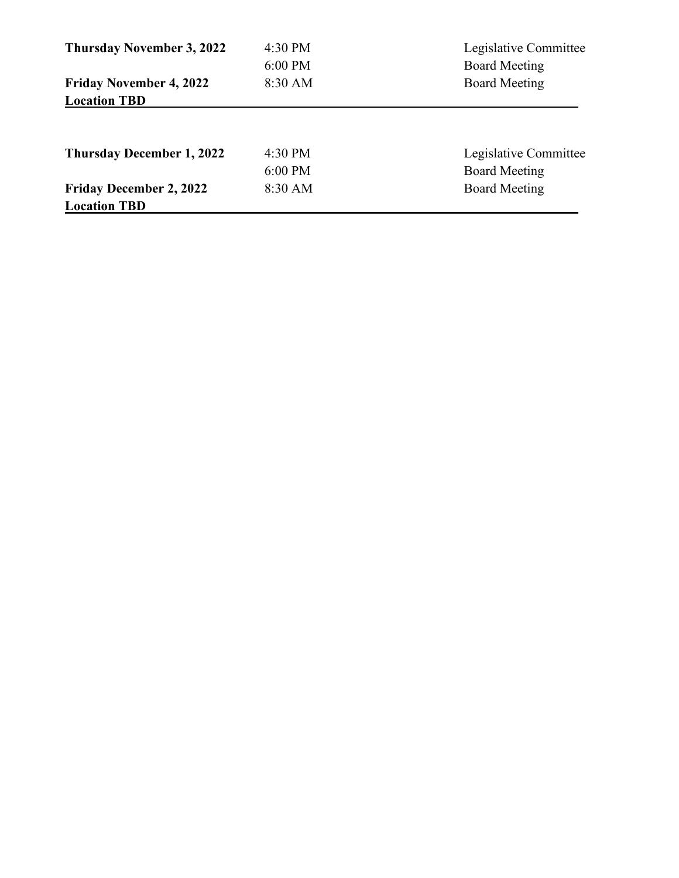| | | |
|---|---|---|
| **Thursday November 3, 2022** | 4:30 PM | Legislative Committee |
| | 6:00 PM | Board Meeting |
| **Friday November 4, 2022** | 8:30 AM | Board Meeting |
| **Location TBD** | | |

| | | |
|---|---|---|
| **Thursday December 1, 2022** | 4:30 PM | Legislative Committee |
| | 6:00 PM | Board Meeting |
| **Friday December 2, 2022** | 8:30 AM | Board Meeting |
| **Location TBD** | | |